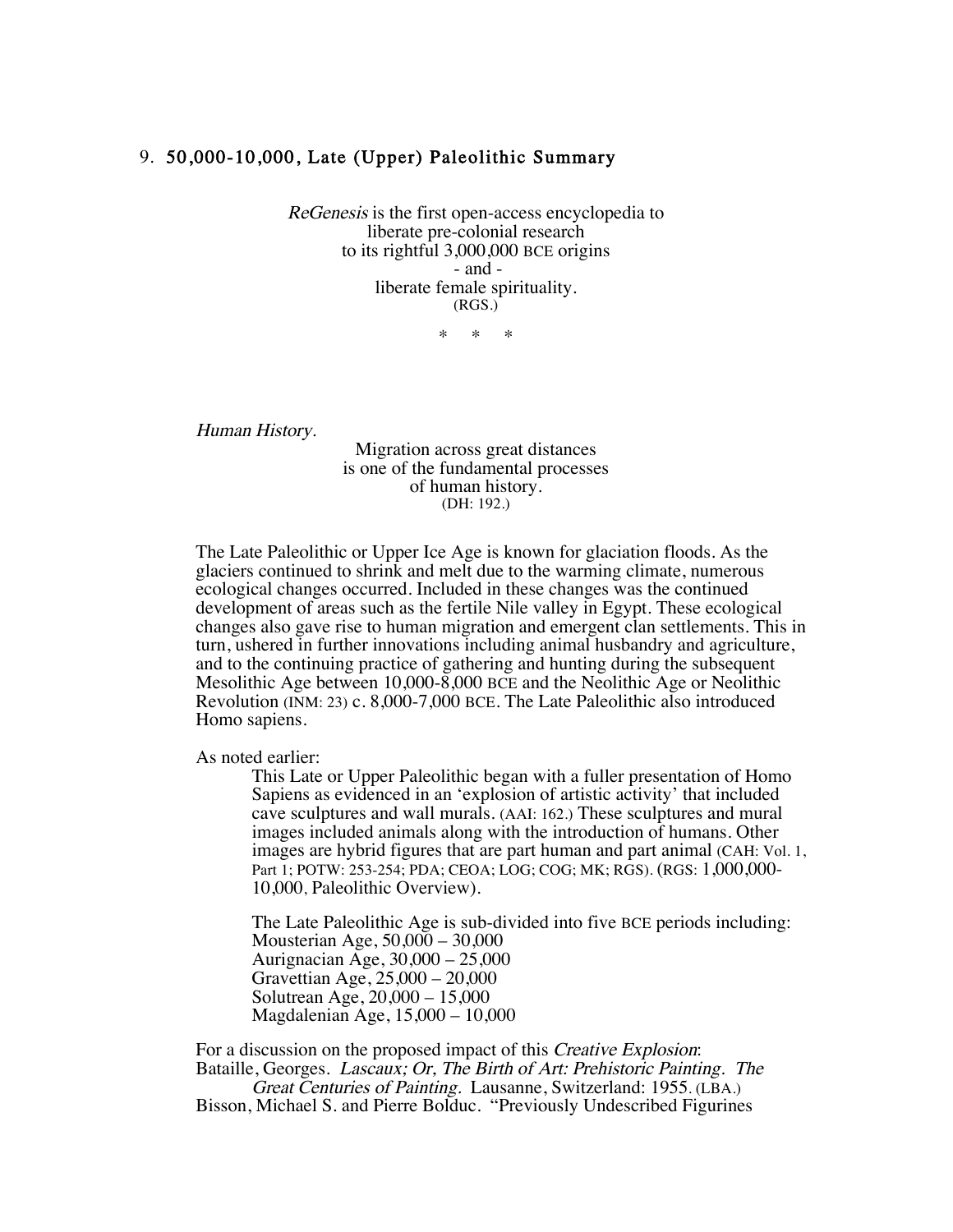## 9. 50,000-10,000, Late (Upper) Paleolithic Summary

*ReGenesis* is the first open-access encyclopedia to
liberate pre-colonial research
to its rightful 3,000,000 BCE origins
- and -
liberate female spirituality.
(RGS.)

\* \* \*

*Human History.*

Migration across great distances
is one of the fundamental processes
of human history.
(DH: 192.)

The Late Paleolithic or Upper Ice Age is known for glaciation floods. As the glaciers continued to shrink and melt due to the warming climate, numerous ecological changes occurred. Included in these changes was the continued development of areas such as the fertile Nile valley in Egypt. These ecological changes also gave rise to human migration and emergent clan settlements. This in turn, ushered in further innovations including animal husbandry and agriculture, and to the continuing practice of gathering and hunting during the subsequent Mesolithic Age between 10,000-8,000 BCE and the Neolithic Age or Neolithic Revolution (INM: 23) c. 8,000-7,000 BCE. The Late Paleolithic also introduced Homo sapiens.

As noted earlier:

> This Late or Upper Paleolithic began with a fuller presentation of Homo Sapiens as evidenced in an 'explosion of artistic activity' that included cave sculptures and wall murals. (AAI: 162.) These sculptures and mural images included animals along with the introduction of humans. Other images are hybrid figures that are part human and part animal (CAH: Vol. 1, Part 1; POTW: 253-254; PDA; CEOA; LOG; COG; MK; RGS). (RGS: 1,000,000-10,000, Paleolithic Overview).
>
> The Late Paleolithic Age is sub-divided into five BCE periods including:
> Mousterian Age, 50,000 – 30,000
> Aurignacian Age, 30,000 – 25,000
> Gravettian Age, 25,000 – 20,000
> Solutrean Age, 20,000 – 15,000
> Magdalenian Age, 15,000 – 10,000

For a discussion on the proposed impact of this *Creative Explosion*:

Bataille, Georges. *Lascaux; Or, The Birth of Art: Prehistoric Painting. The Great Centuries of Painting.* Lausanne, Switzerland: 1955. (LBA.)

Bisson, Michael S. and Pierre Bolduc. "Previously Undescribed Figurines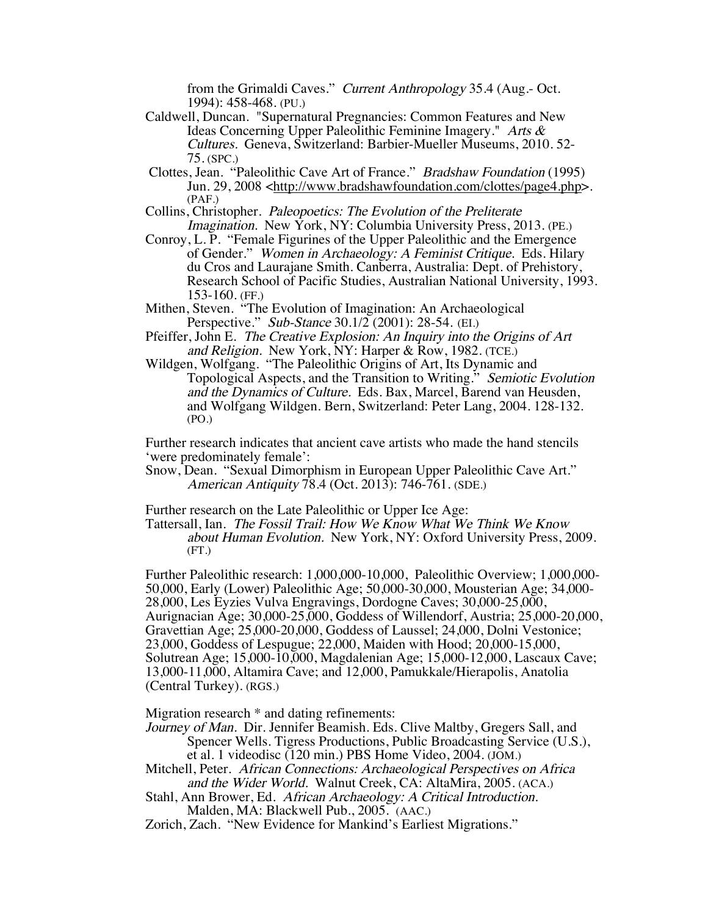from the Grimaldi Caves." *Current Anthropology* 35.4 (Aug.- Oct. 1994): 458-468. (PU.)

Caldwell, Duncan. "Supernatural Pregnancies: Common Features and New Ideas Concerning Upper Paleolithic Feminine Imagery." *Arts & Cultures.* Geneva, Switzerland: Barbier-Mueller Museums, 2010. 52-75. (SPC.)

Clottes, Jean. "Paleolithic Cave Art of France." *Bradshaw Foundation* (1995) Jun. 29, 2008 <http://www.bradshawfoundation.com/clottes/page4.php>. (PAF.)

Collins, Christopher. *Paleopoetics: The Evolution of the Preliterate Imagination.* New York, NY: Columbia University Press, 2013. (PE.)

Conroy, L. P. "Female Figurines of the Upper Paleolithic and the Emergence of Gender." *Women in Archaeology: A Feminist Critique.* Eds. Hilary du Cros and Laurajane Smith. Canberra, Australia: Dept. of Prehistory, Research School of Pacific Studies, Australian National University, 1993. 153-160. (FF.)

Mithen, Steven. "The Evolution of Imagination: An Archaeological Perspective." *Sub-Stance* 30.1/2 (2001): 28-54. (EI.)

Pfeiffer, John E. *The Creative Explosion: An Inquiry into the Origins of Art and Religion.* New York, NY: Harper & Row, 1982. (TCE.)

Wildgen, Wolfgang. "The Paleolithic Origins of Art, Its Dynamic and Topological Aspects, and the Transition to Writing." *Semiotic Evolution and the Dynamics of Culture.* Eds. Bax, Marcel, Barend van Heusden, and Wolfgang Wildgen. Bern, Switzerland: Peter Lang, 2004. 128-132. (PO.)

Further research indicates that ancient cave artists who made the hand stencils 'were predominately female':

Snow, Dean. "Sexual Dimorphism in European Upper Paleolithic Cave Art." *American Antiquity* 78.4 (Oct. 2013): 746-761. (SDE.)

Further research on the Late Paleolithic or Upper Ice Age:

Tattersall, Ian. *The Fossil Trail: How We Know What We Think We Know about Human Evolution.* New York, NY: Oxford University Press, 2009. (FT.)

Further Paleolithic research: 1,000,000-10,000, Paleolithic Overview; 1,000,000-50,000, Early (Lower) Paleolithic Age; 50,000-30,000, Mousterian Age; 34,000-28,000, Les Eyzies Vulva Engravings, Dordogne Caves; 30,000-25,000, Aurignacian Age; 30,000-25,000, Goddess of Willendorf, Austria; 25,000-20,000, Gravettian Age; 25,000-20,000, Goddess of Laussel; 24,000, Dolni Vestonice; 23,000, Goddess of Lespugue; 22,000, Maiden with Hood; 20,000-15,000, Solutrean Age; 15,000-10,000, Magdalenian Age; 15,000-12,000, Lascaux Cave; 13,000-11,000, Altamira Cave; and 12,000, Pamukkale/Hierapolis, Anatolia (Central Turkey). (RGS.)

Migration research * and dating refinements:

*Journey of Man.* Dir. Jennifer Beamish. Eds. Clive Maltby, Gregers Sall, and Spencer Wells. Tigress Productions, Public Broadcasting Service (U.S.), et al. 1 videodisc (120 min.) PBS Home Video, 2004. (JOM.)

Mitchell, Peter. *African Connections: Archaeological Perspectives on Africa and the Wider World.* Walnut Creek, CA: AltaMira, 2005. (ACA.)

Stahl, Ann Brower, Ed. *African Archaeology: A Critical Introduction.* Malden, MA: Blackwell Pub., 2005. (AAC.)

Zorich, Zach. "New Evidence for Mankind's Earliest Migrations."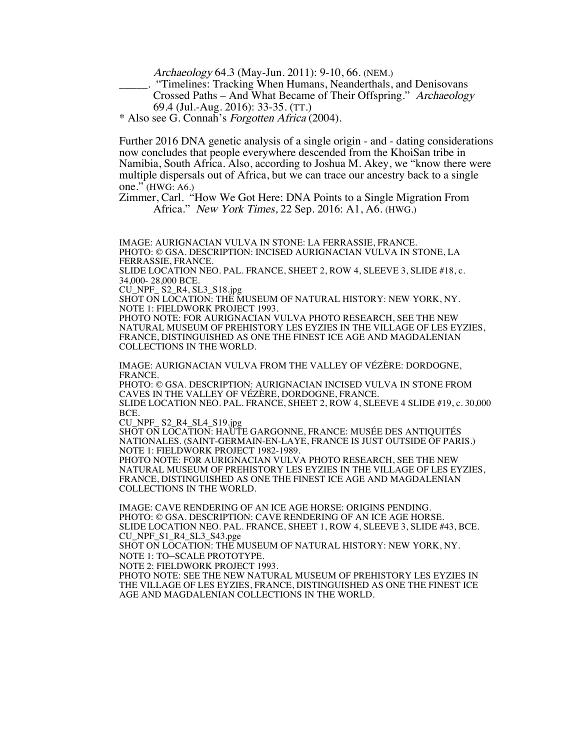*Archaeology* 64.3 (May-Jun. 2011): 9-10, 66. (NEM.)

_____. "Timelines: Tracking When Humans, Neanderthals, and Denisovans Crossed Paths – And What Became of Their Offspring." *Archaeology* 69.4 (Jul.-Aug. 2016): 33-35. (TT.)

* Also see G. Connah's *Forgotten Africa* (2004).

Further 2016 DNA genetic analysis of a single origin - and - dating considerations now concludes that people everywhere descended from the KhoiSan tribe in Namibia, South Africa. Also, according to Joshua M. Akey, we "know there were multiple dispersals out of Africa, but we can trace our ancestry back to a single one." (HWG: A6.)

Zimmer, Carl. "How We Got Here: DNA Points to a Single Migration From Africa." *New York Times*, 22 Sep. 2016: A1, A6. (HWG.)

IMAGE: AURIGNACIAN VULVA IN STONE: LA FERRASSIE, FRANCE.
PHOTO: © GSA. DESCRIPTION: INCISED AURIGNACIAN VULVA IN STONE, LA FERRASSIE, FRANCE.
SLIDE LOCATION NEO. PAL. FRANCE, SHEET 2, ROW 4, SLEEVE 3, SLIDE #18, c. 34,000- 28,000 BCE.
CU_NPF_ S2_R4, SL3_S18.jpg
SHOT ON LOCATION: THE MUSEUM OF NATURAL HISTORY: NEW YORK, NY.
NOTE 1: FIELDWORK PROJECT 1993.
PHOTO NOTE: FOR AURIGNACIAN VULVA PHOTO RESEARCH, SEE THE NEW NATURAL MUSEUM OF PREHISTORY LES EYZIES IN THE VILLAGE OF LES EYZIES, FRANCE, DISTINGUISHED AS ONE THE FINEST ICE AGE AND MAGDALENIAN COLLECTIONS IN THE WORLD.

IMAGE: AURIGNACIAN VULVA FROM THE VALLEY OF VÉZÈRE: DORDOGNE, FRANCE.
PHOTO: © GSA. DESCRIPTION: AURIGNACIAN INCISED VULVA IN STONE FROM CAVES IN THE VALLEY OF VÉZÈRE, DORDOGNE, FRANCE.
SLIDE LOCATION NEO. PAL. FRANCE, SHEET 2, ROW 4, SLEEVE 4 SLIDE #19, c. 30,000 BCE.
CU_NPF_ S2_R4_SL4_S19.jpg
SHOT ON LOCATION: HAUTE GARGONNE, FRANCE: MUSÉE DES ANTIQUITÉS NATIONALES. (SAINT-GERMAIN-EN-LAYE, FRANCE IS JUST OUTSIDE OF PARIS.)
NOTE 1: FIELDWORK PROJECT 1982-1989.
PHOTO NOTE: FOR AURIGNACIAN VULVA PHOTO RESEARCH, SEE THE NEW NATURAL MUSEUM OF PREHISTORY LES EYZIES IN THE VILLAGE OF LES EYZIES, FRANCE, DISTINGUISHED AS ONE THE FINEST ICE AGE AND MAGDALENIAN COLLECTIONS IN THE WORLD.

IMAGE: CAVE RENDERING OF AN ICE AGE HORSE: ORIGINS PENDING.
PHOTO: © GSA. DESCRIPTION: CAVE RENDERING OF AN ICE AGE HORSE.
SLIDE LOCATION NEO. PAL. FRANCE, SHEET 1, ROW 4, SLEEVE 3, SLIDE #43, BCE.
CU_NPF_S1_R4_SL3_S43.pge
SHOT ON LOCATION: THE MUSEUM OF NATURAL HISTORY: NEW YORK, NY.
NOTE 1: TO–SCALE PROTOTYPE.
NOTE 2: FIELDWORK PROJECT 1993.
PHOTO NOTE: SEE THE NEW NATURAL MUSEUM OF PREHISTORY LES EYZIES IN THE VILLAGE OF LES EYZIES, FRANCE, DISTINGUISHED AS ONE THE FINEST ICE AGE AND MAGDALENIAN COLLECTIONS IN THE WORLD.